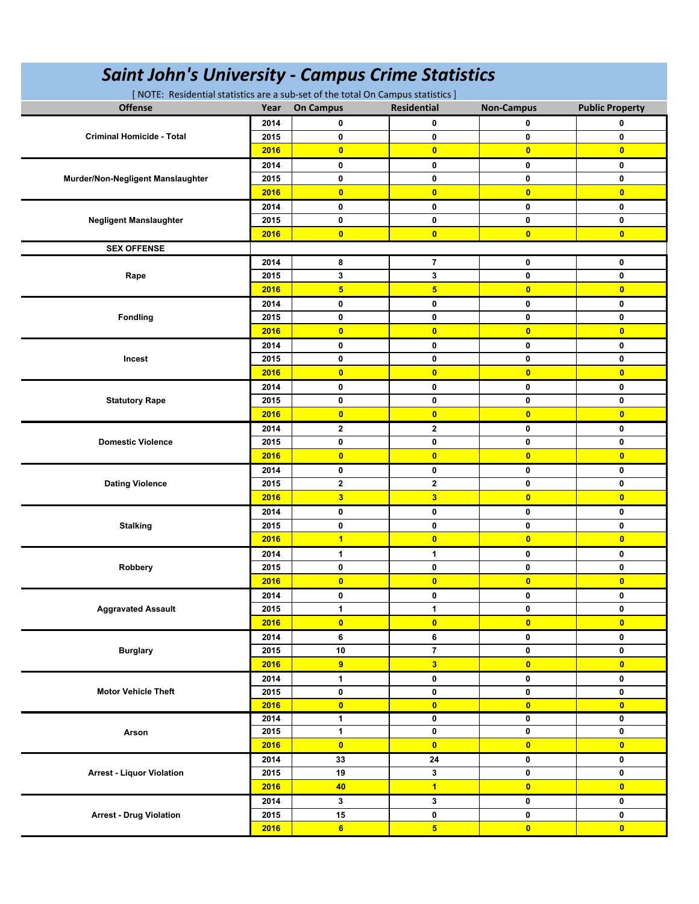# *Saint John's University - Campus Crime Statistics*

[ NOTE: Residential statistics are a sub-set of the total On Campus statistics ]

| Offense | Year | On Campus | Residential | Non-Campus | Public Property |
|---|---|---|---|---|---|
| Criminal Homicide - Total | 2014 | 0 | 0 | 0 | 0 |
| | 2015 | 0 | 0 | 0 | 0 |
| | 2016 | 0 | 0 | 0 | 0 |
| Murder/Non-Negligent Manslaughter | 2014 | 0 | 0 | 0 | 0 |
| | 2015 | 0 | 0 | 0 | 0 |
| | 2016 | 0 | 0 | 0 | 0 |
| Negligent Manslaughter | 2014 | 0 | 0 | 0 | 0 |
| | 2015 | 0 | 0 | 0 | 0 |
| | 2016 | 0 | 0 | 0 | 0 |
| SEX OFFENSE | | | | | |
| Rape | 2014 | 8 | 7 | 0 | 0 |
| | 2015 | 3 | 3 | 0 | 0 |
| | 2016 | 5 | 5 | 0 | 0 |
| Fondling | 2014 | 0 | 0 | 0 | 0 |
| | 2015 | 0 | 0 | 0 | 0 |
| | 2016 | 0 | 0 | 0 | 0 |
| Incest | 2014 | 0 | 0 | 0 | 0 |
| | 2015 | 0 | 0 | 0 | 0 |
| | 2016 | 0 | 0 | 0 | 0 |
| Statutory Rape | 2014 | 0 | 0 | 0 | 0 |
| | 2015 | 0 | 0 | 0 | 0 |
| | 2016 | 0 | 0 | 0 | 0 |
| Domestic Violence | 2014 | 2 | 2 | 0 | 0 |
| | 2015 | 0 | 0 | 0 | 0 |
| | 2016 | 0 | 0 | 0 | 0 |
| Dating Violence | 2014 | 0 | 0 | 0 | 0 |
| | 2015 | 2 | 2 | 0 | 0 |
| | 2016 | 3 | 3 | 0 | 0 |
| Stalking | 2014 | 0 | 0 | 0 | 0 |
| | 2015 | 0 | 0 | 0 | 0 |
| | 2016 | 1 | 0 | 0 | 0 |
| Robbery | 2014 | 1 | 1 | 0 | 0 |
| | 2015 | 0 | 0 | 0 | 0 |
| | 2016 | 0 | 0 | 0 | 0 |
| Aggravated Assault | 2014 | 0 | 0 | 0 | 0 |
| | 2015 | 1 | 1 | 0 | 0 |
| | 2016 | 0 | 0 | 0 | 0 |
| Burglary | 2014 | 6 | 6 | 0 | 0 |
| | 2015 | 10 | 7 | 0 | 0 |
| | 2016 | 9 | 3 | 0 | 0 |
| Motor Vehicle Theft | 2014 | 1 | 0 | 0 | 0 |
| | 2015 | 0 | 0 | 0 | 0 |
| | 2016 | 0 | 0 | 0 | 0 |
| Arson | 2014 | 1 | 0 | 0 | 0 |
| | 2015 | 1 | 0 | 0 | 0 |
| | 2016 | 0 | 0 | 0 | 0 |
| Arrest - Liquor Violation | 2014 | 33 | 24 | 0 | 0 |
| | 2015 | 19 | 3 | 0 | 0 |
| | 2016 | 40 | 1 | 0 | 0 |
| Arrest - Drug Violation | 2014 | 3 | 3 | 0 | 0 |
| | 2015 | 15 | 0 | 0 | 0 |
| | 2016 | 6 | 5 | 0 | 0 |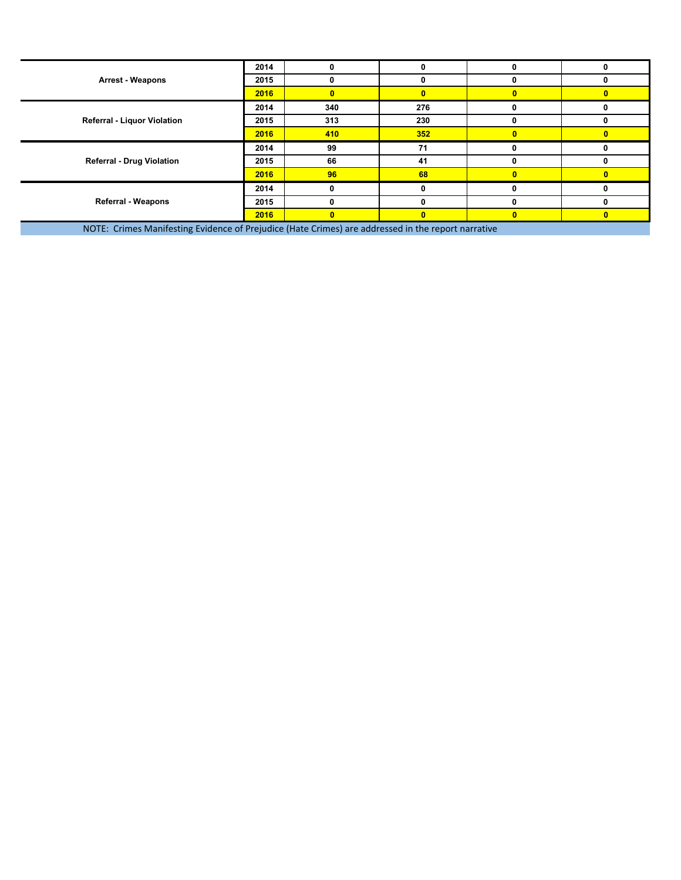| | | | | | |
|---|---|---|---|---|---|
| **Arrest - Weapons** | 2014 | 0 | 0 | 0 | 0 |
| | 2015 | 0 | 0 | 0 | 0 |
| | **2016** | **0** | **0** | **0** | **0** |
| **Referral - Liquor Violation** | 2014 | 340 | 276 | 0 | 0 |
| | 2015 | 313 | 230 | 0 | 0 |
| | **2016** | **410** | **352** | **0** | **0** |
| **Referral - Drug Violation** | 2014 | 99 | 71 | 0 | 0 |
| | 2015 | 66 | 41 | 0 | 0 |
| | **2016** | **96** | **68** | **0** | **0** |
| **Referral - Weapons** | 2014 | 0 | 0 | 0 | 0 |
| | 2015 | 0 | 0 | 0 | 0 |
| | **2016** | **0** | **0** | **0** | **0** |

NOTE: Crimes Manifesting Evidence of Prejudice (Hate Crimes) are addressed in the report narrative